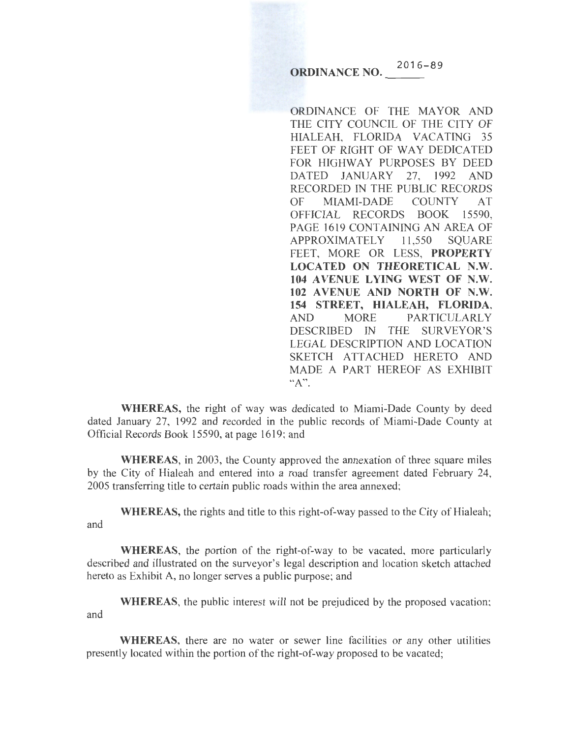# ORDINANCE NO. 2016-89

ORDINANCE OF THE MAYOR AND THE CITY COUNCIL OF THE CITY OF HIALEAH, FLORIDA VACATING 35 FEET OF RIGHT OF WAY DEDICATED FOR HIGHWAY PURPOSES BY DEED DATED JANUARY 27, 1992 AND RECORDED IN THE PUBLIC RECORDS OF MIAMI-DADE COUNTY AT OFFICIAL RECORDS BOOK 15590, PAGE 1619 CONTAINING AN AREA OF APPROXIMATELY 11,550 SQUARE FEET, MORE OR LESS, **PROPERTY LOCATED ON THEORETICAL N.W. 104 AVENUE LYING WEST OF N.W. 102 AVENUE AND NORTH OF N.W. 154 STREET, HIALEAH, FLORIDA**, AND MORE PARTICULARLY DESCRIBED IN THE SURVEYOR'S LEGAL DESCRIPTION AND LOCATION SKETCH ATTACHED HERETO AND MADE A PART HEREOF AS EXHIBIT "A".

**WHEREAS,** the right of way was dedicated to Miami-Dade County by deed dated January 27, 1992 and recorded in the public records of Miami-Dade County at Official Records Book 15590, at page 1619; and

**WHEREAS**, in 2003, the County approved the annexation of three square miles by the City of Hialeah and entered into a road transfer agreement dated February 24, 2005 transferring title to certain public roads within the area annexed;

**WHEREAS,** the rights and title to this right-of-way passed to the City of Hialeah; and

**WHEREAS**, the portion of the right-of-way to be vacated, more particularly described and illustrated on the surveyor's legal description and location sketch attached hereto as Exhibit A, no longer serves a public purpose; and

**WHEREAS**, the public interest will not be prejudiced by the proposed vacation; and

**WHEREAS**, there are no water or sewer line facilities or any other utilities presently located within the portion of the right-of-way proposed to be vacated;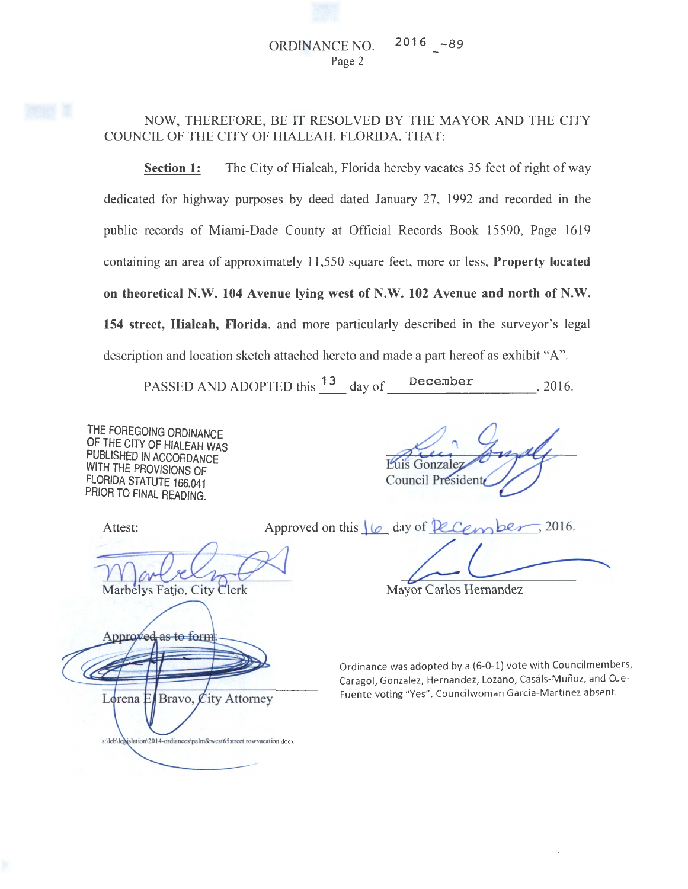ORDINANCE NO. 2016-89

NOW, THEREFORE, BE IT RESOLVED BY THE MAYOR AND THE CITY COUNCIL OF THE CITY OF HIALEAH, FLORIDA, THAT:

**Section 1:** The City of Hialeah, Florida hereby vacates 35 feet of right of way dedicated for highway purposes by deed dated January 27, 1992 and recorded in the public records of Miami-Dade County at Official Records Book 15590, Page 1619 containing an area of approximately 11,550 square feet, more or less, **Property located on theoretical N.W. 104 Avenue lying west of N.W. 102 Avenue and north of N.W. 154 street, Hialeah, Florida**, and more particularly described in the surveyor's legal description and location sketch attached hereto and made a part hereof as exhibit "A".

PASSED AND ADOPTED this 13 day of December, 2016.

THE FOREGOING ORDINANCE OF THE CITY OF HIALEAH WAS PUBLISHED IN ACCORDANCE WITH THE PROVISIONS OF FLORIDA STATUTE 166.041 PRIOR TO FINAL READING.

Luis Gonzalez
Council President

Attest:

Approved on this 16 day of December, 2016.

Marbelys Fatjo, City Clerk

Mayor Carlos Hernandez

Approved as to form:

Lorena E. Bravo, City Attorney

s:\leb\legislation\2014-ordiances\palm&west65street.rowvacation.docx

Ordinance was adopted by a (6-0-1) vote with Councilmembers, Caragol, Gonzalez, Hernandez, Lozano, Casáls-Muñoz, and Cue-Fuente voting "Yes". Councilwoman Garcia-Martinez absent.